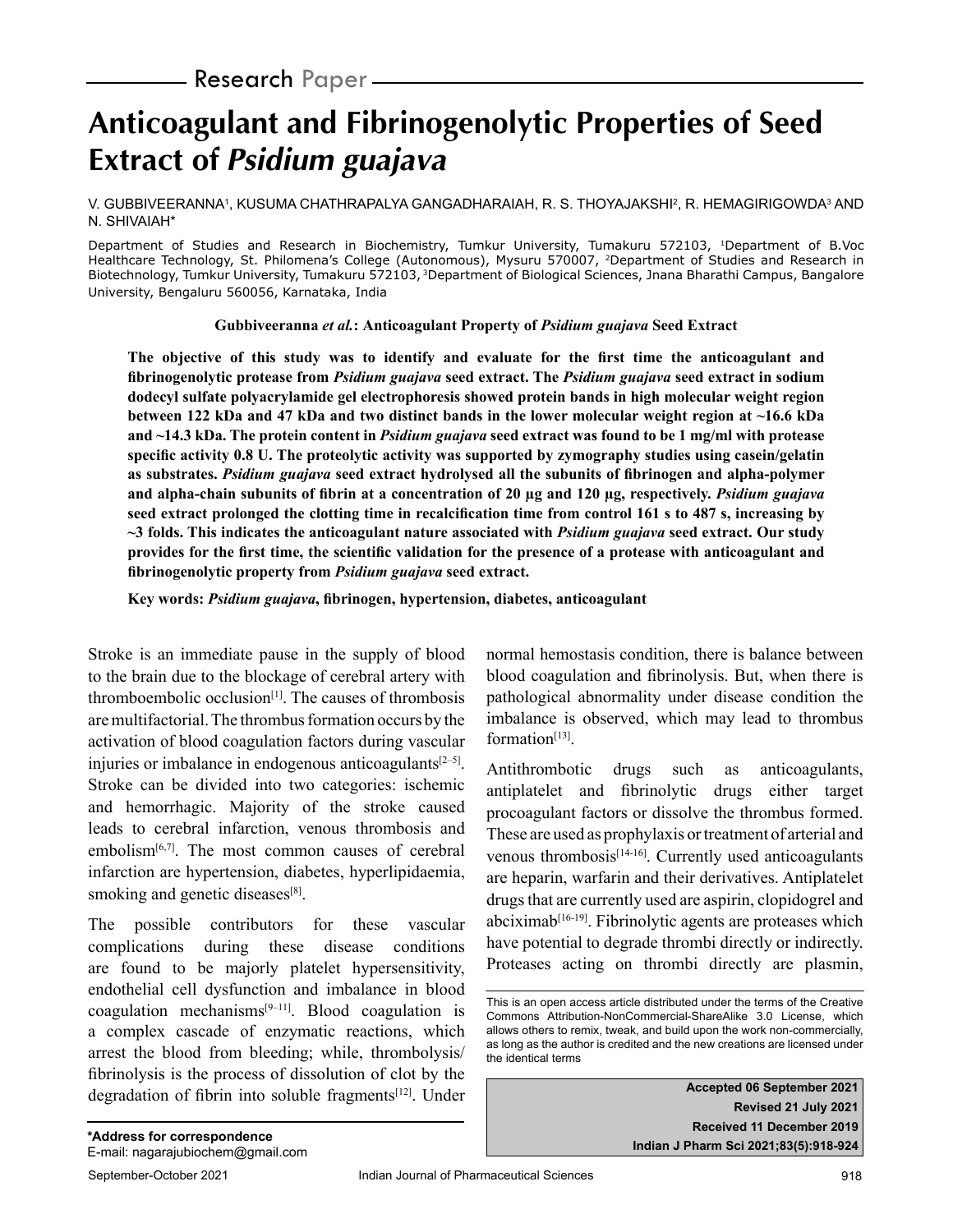Research Paper

# Anticoagulant and Fibrinogenolytic Properties of Seed Extract of *Psidium guajava*

V. GUBBIVEERANNA[1], KUSUMA CHATHRAPALYA GANGADHARAIAH, R. S. THOYAJAKSHI[2], R. HEMAGIRIGOWDA[3] AND N. SHIVAIAH*

Department of Studies and Research in Biochemistry, Tumkur University, Tumakuru 572103, [1]Department of B.Voc Healthcare Technology, St. Philomena's College (Autonomous), Mysuru 570007, [2]Department of Studies and Research in Biotechnology, Tumkur University, Tumakuru 572103, [3]Department of Biological Sciences, Jnana Bharathi Campus, Bangalore University, Bengaluru 560056, Karnataka, India

**Gubbiveeranna *et al.*: Anticoagulant Property of *Psidium guajava* Seed Extract**

**The objective of this study was to identify and evaluate for the first time the anticoagulant and fibrinogenolytic protease from *Psidium guajava* seed extract. The *Psidium guajava* seed extract in sodium dodecyl sulfate polyacrylamide gel electrophoresis showed protein bands in high molecular weight region between 122 kDa and 47 kDa and two distinct bands in the lower molecular weight region at ~16.6 kDa and ~14.3 kDa. The protein content in *Psidium guajava* seed extract was found to be 1 mg/ml with protease specific activity 0.8 U. The proteolytic activity was supported by zymography studies using casein/gelatin as substrates. *Psidium guajava* seed extract hydrolysed all the subunits of fibrinogen and alpha-polymer and alpha-chain subunits of fibrin at a concentration of 20 μg and 120 μg, respectively. *Psidium guajava* seed extract prolonged the clotting time in recalcification time from control 161 s to 487 s, increasing by ~3 folds. This indicates the anticoagulant nature associated with *Psidium guajava* seed extract. Our study provides for the first time, the scientific validation for the presence of a protease with anticoagulant and fibrinogenolytic property from *Psidium guajava* seed extract.**

**Key words: *Psidium guajava*, fibrinogen, hypertension, diabetes, anticoagulant**

Stroke is an immediate pause in the supply of blood to the brain due to the blockage of cerebral artery with thromboembolic occlusion[1]. The causes of thrombosis are multifactorial. The thrombus formation occurs by the activation of blood coagulation factors during vascular injuries or imbalance in endogenous anticoagulants[2–5]. Stroke can be divided into two categories: ischemic and hemorrhagic. Majority of the stroke caused leads to cerebral infarction, venous thrombosis and embolism[6,7]. The most common causes of cerebral infarction are hypertension, diabetes, hyperlipidaemia, smoking and genetic diseases[8].

The possible contributors for these vascular complications during these disease conditions are found to be majorly platelet hypersensitivity, endothelial cell dysfunction and imbalance in blood coagulation mechanisms[9–11]. Blood coagulation is a complex cascade of enzymatic reactions, which arrest the blood from bleeding; while, thrombolysis/fibrinolysis is the process of dissolution of clot by the degradation of fibrin into soluble fragments[12]. Under normal hemostasis condition, there is balance between blood coagulation and fibrinolysis. But, when there is pathological abnormality under disease condition the imbalance is observed, which may lead to thrombus formation[13].

Antithrombotic drugs such as anticoagulants, antiplatelet and fibrinolytic drugs either target procoagulant factors or dissolve the thrombus formed. These are used as prophylaxis or treatment of arterial and venous thrombosis[14-16]. Currently used anticoagulants are heparin, warfarin and their derivatives. Antiplatelet drugs that are currently used are aspirin, clopidogrel and abciximab[16-19]. Fibrinolytic agents are proteases which have potential to degrade thrombi directly or indirectly. Proteases acting on thrombi directly are plasmin,

This is an open access article distributed under the terms of the Creative Commons Attribution-NonCommercial-ShareAlike 3.0 License, which allows others to remix, tweak, and build upon the work non-commercially, as long as the author is credited and the new creations are licensed under the identical terms

**Accepted 06 September 2021**
**Revised 21 July 2021**
**Received 11 December 2019**
**Indian J Pharm Sci 2021;83(5):918-924**

**\*Address for correspondence**
E-mail: nagarajubiochem@gmail.com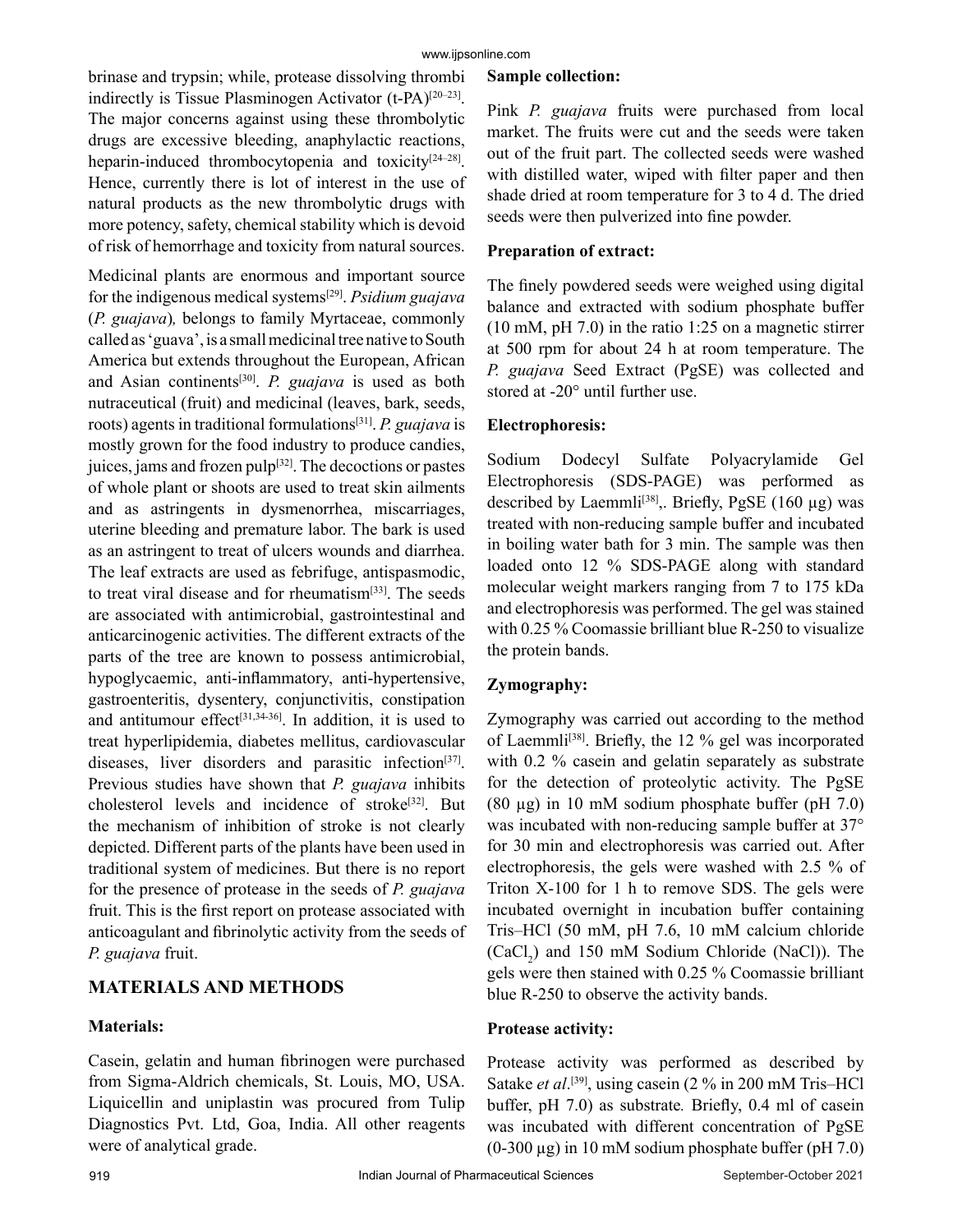brinase and trypsin; while, protease dissolving thrombi indirectly is Tissue Plasminogen Activator (t-PA)[20–23]. The major concerns against using these thrombolytic drugs are excessive bleeding, anaphylactic reactions, heparin-induced thrombocytopenia and toxicity[24–28]. Hence, currently there is lot of interest in the use of natural products as the new thrombolytic drugs with more potency, safety, chemical stability which is devoid of risk of hemorrhage and toxicity from natural sources.

Medicinal plants are enormous and important source for the indigenous medical systems[29]. *Psidium guajava* (*P. guajava*), belongs to family Myrtaceae, commonly called as 'guava', is a small medicinal tree native to South America but extends throughout the European, African and Asian continents[30]. *P. guajava* is used as both nutraceutical (fruit) and medicinal (leaves, bark, seeds, roots) agents in traditional formulations[31]. *P. guajava* is mostly grown for the food industry to produce candies, juices, jams and frozen pulp[32]. The decoctions or pastes of whole plant or shoots are used to treat skin ailments and as astringents in dysmenorrhea, miscarriages, uterine bleeding and premature labor. The bark is used as an astringent to treat of ulcers wounds and diarrhea. The leaf extracts are used as febrifuge, antispasmodic, to treat viral disease and for rheumatism[33]. The seeds are associated with antimicrobial, gastrointestinal and anticarcinogenic activities. The different extracts of the parts of the tree are known to possess antimicrobial, hypoglycaemic, anti-inflammatory, anti-hypertensive, gastroenteritis, dysentery, conjunctivitis, constipation and antitumour effect[31,34-36]. In addition, it is used to treat hyperlipidemia, diabetes mellitus, cardiovascular diseases, liver disorders and parasitic infection[37]. Previous studies have shown that *P. guajava* inhibits cholesterol levels and incidence of stroke[32]. But the mechanism of inhibition of stroke is not clearly depicted. Different parts of the plants have been used in traditional system of medicines. But there is no report for the presence of protease in the seeds of *P. guajava* fruit. This is the first report on protease associated with anticoagulant and fibrinolytic activity from the seeds of *P. guajava* fruit.

## MATERIALS AND METHODS

### Materials:

Casein, gelatin and human fibrinogen were purchased from Sigma-Aldrich chemicals, St. Louis, MO, USA. Liquicellin and uniplastin was procured from Tulip Diagnostics Pvt. Ltd, Goa, India. All other reagents were of analytical grade.

### Sample collection:

Pink *P. guajava* fruits were purchased from local market. The fruits were cut and the seeds were taken out of the fruit part. The collected seeds were washed with distilled water, wiped with filter paper and then shade dried at room temperature for 3 to 4 d. The dried seeds were then pulverized into fine powder.

### Preparation of extract:

The finely powdered seeds were weighed using digital balance and extracted with sodium phosphate buffer (10 mM, pH 7.0) in the ratio 1:25 on a magnetic stirrer at 500 rpm for about 24 h at room temperature. The *P. guajava* Seed Extract (PgSE) was collected and stored at -20° until further use.

### Electrophoresis:

Sodium Dodecyl Sulfate Polyacrylamide Gel Electrophoresis (SDS-PAGE) was performed as described by Laemmli[38],. Briefly, PgSE (160 µg) was treated with non-reducing sample buffer and incubated in boiling water bath for 3 min. The sample was then loaded onto 12 % SDS-PAGE along with standard molecular weight markers ranging from 7 to 175 kDa and electrophoresis was performed. The gel was stained with 0.25 % Coomassie brilliant blue R-250 to visualize the protein bands.

### Zymography:

Zymography was carried out according to the method of Laemmli[38]. Briefly, the 12 % gel was incorporated with 0.2 % casein and gelatin separately as substrate for the detection of proteolytic activity. The PgSE (80 µg) in 10 mM sodium phosphate buffer (pH 7.0) was incubated with non-reducing sample buffer at 37° for 30 min and electrophoresis was carried out. After electrophoresis, the gels were washed with 2.5 % of Triton X-100 for 1 h to remove SDS. The gels were incubated overnight in incubation buffer containing Tris–HCl (50 mM, pH 7.6, 10 mM calcium chloride ($CaCl_2$) and 150 mM Sodium Chloride (NaCl)). The gels were then stained with 0.25 % Coomassie brilliant blue R-250 to observe the activity bands.

### Protease activity:

Protease activity was performed as described by Satake *et al*.[39], using casein (2 % in 200 mM Tris–HCl buffer, pH 7.0) as substrate. Briefly, 0.4 ml of casein was incubated with different concentration of PgSE (0-300 µg) in 10 mM sodium phosphate buffer (pH 7.0)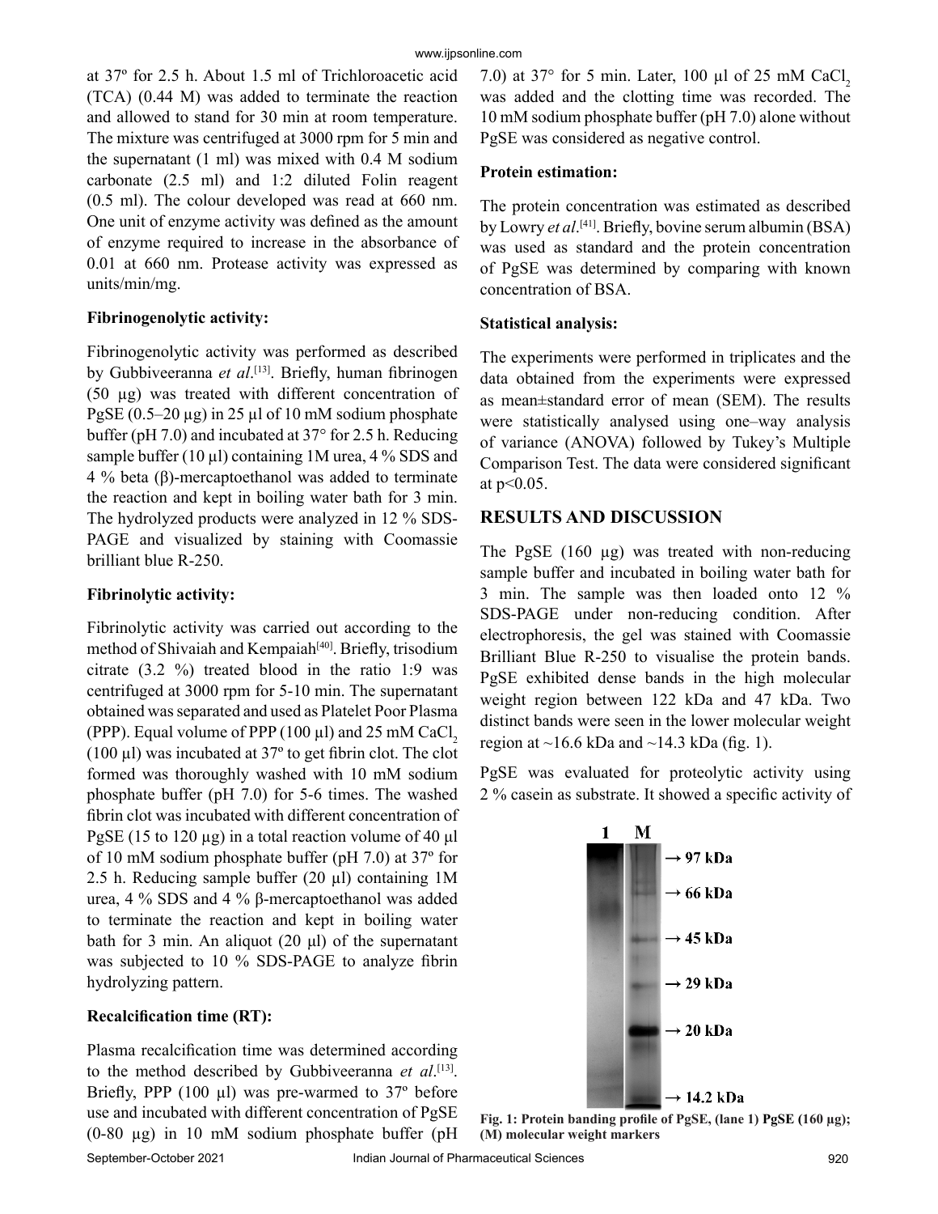at 37º for 2.5 h. About 1.5 ml of Trichloroacetic acid (TCA) (0.44 M) was added to terminate the reaction and allowed to stand for 30 min at room temperature. The mixture was centrifuged at 3000 rpm for 5 min and the supernatant (1 ml) was mixed with 0.4 M sodium carbonate (2.5 ml) and 1:2 diluted Folin reagent (0.5 ml). The colour developed was read at 660 nm. One unit of enzyme activity was defined as the amount of enzyme required to increase in the absorbance of 0.01 at 660 nm. Protease activity was expressed as units/min/mg.

**Fibrinogenolytic activity:**

Fibrinogenolytic activity was performed as described by Gubbiveeranna *et al*.[13]. Briefly, human fibrinogen (50 µg) was treated with different concentration of PgSE (0.5–20 µg) in 25 µl of 10 mM sodium phosphate buffer (pH 7.0) and incubated at 37° for 2.5 h. Reducing sample buffer (10 µl) containing 1M urea, 4 % SDS and 4 % beta (β)-mercaptoethanol was added to terminate the reaction and kept in boiling water bath for 3 min. The hydrolyzed products were analyzed in 12 % SDS-PAGE and visualized by staining with Coomassie brilliant blue R-250.

**Fibrinolytic activity:**

Fibrinolytic activity was carried out according to the method of Shivaiah and Kempaiah[40]. Briefly, trisodium citrate (3.2 %) treated blood in the ratio 1:9 was centrifuged at 3000 rpm for 5-10 min. The supernatant obtained was separated and used as Platelet Poor Plasma (PPP). Equal volume of PPP (100 µl) and 25 mM $CaCl_2$ (100 µl) was incubated at 37º to get fibrin clot. The clot formed was thoroughly washed with 10 mM sodium phosphate buffer (pH 7.0) for 5-6 times. The washed fibrin clot was incubated with different concentration of PgSE (15 to 120 µg) in a total reaction volume of 40 µl of 10 mM sodium phosphate buffer (pH 7.0) at 37º for 2.5 h. Reducing sample buffer (20 µl) containing 1M urea, 4 % SDS and 4 % β-mercaptoethanol was added to terminate the reaction and kept in boiling water bath for 3 min. An aliquot (20 µl) of the supernatant was subjected to 10 % SDS-PAGE to analyze fibrin hydrolyzing pattern.

**Recalcification time (RT):**

Plasma recalcification time was determined according to the method described by Gubbiveeranna *et al*.[13]. Briefly, PPP (100 µl) was pre-warmed to 37º before use and incubated with different concentration of PgSE (0-80 µg) in 10 mM sodium phosphate buffer (pH 7.0) at 37° for 5 min. Later, 100 µl of 25 mM $CaCl_2$ was added and the clotting time was recorded. The 10 mM sodium phosphate buffer (pH 7.0) alone without PgSE was considered as negative control.

**Protein estimation:**

The protein concentration was estimated as described by Lowry *et al*.[41]. Briefly, bovine serum albumin (BSA) was used as standard and the protein concentration of PgSE was determined by comparing with known concentration of BSA.

**Statistical analysis:**

The experiments were performed in triplicates and the data obtained from the experiments were expressed as mean±standard error of mean (SEM). The results were statistically analysed using one–way analysis of variance (ANOVA) followed by Tukey's Multiple Comparison Test. The data were considered significant at $p<0.05$.

## RESULTS AND DISCUSSION

The PgSE (160 µg) was treated with non-reducing sample buffer and incubated in boiling water bath for 3 min. The sample was then loaded onto 12 % SDS-PAGE under non-reducing condition. After electrophoresis, the gel was stained with Coomassie Brilliant Blue R-250 to visualise the protein bands. PgSE exhibited dense bands in the high molecular weight region between 122 kDa and 47 kDa. Two distinct bands were seen in the lower molecular weight region at ~16.6 kDa and ~14.3 kDa (fig. 1).

PgSE was evaluated for proteolytic activity using 2 % casein as substrate. It showed a specific activity of

**Fig. 1: Protein banding profile of PgSE, (lane 1) PgSE (160 µg); (M) molecular weight markers**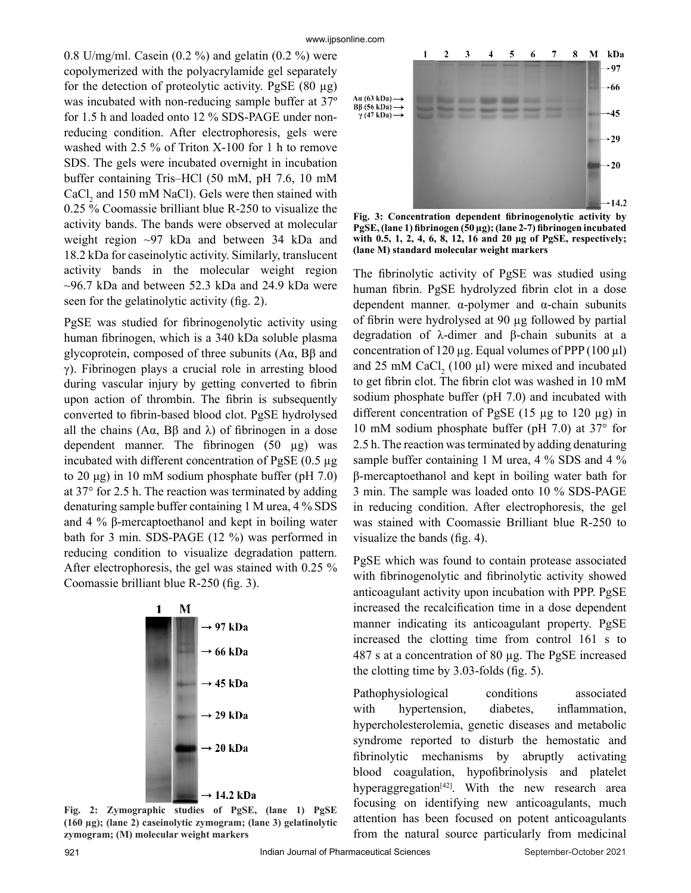0.8 U/mg/ml. Casein (0.2 %) and gelatin (0.2 %) were copolymerized with the polyacrylamide gel separately for the detection of proteolytic activity. PgSE (80 µg) was incubated with non-reducing sample buffer at 37° for 1.5 h and loaded onto 12 % SDS-PAGE under non-reducing condition. After electrophoresis, gels were washed with 2.5 % of Triton X-100 for 1 h to remove SDS. The gels were incubated overnight in incubation buffer containing Tris–HCl (50 mM, pH 7.6, 10 mM $CaCl_2$ and 150 mM NaCl). Gels were then stained with 0.25 % Coomassie brilliant blue R-250 to visualize the activity bands. The bands were observed at molecular weight region ~97 kDa and between 34 kDa and 18.2 kDa for caseinolytic activity. Similarly, translucent activity bands in the molecular weight region ~96.7 kDa and between 52.3 kDa and 24.9 kDa were seen for the gelatinolytic activity (fig. 2).

PgSE was studied for fibrinogenolytic activity using human fibrinogen, which is a 340 kDa soluble plasma glycoprotein, composed of three subunits (Aα, Bβ and γ). Fibrinogen plays a crucial role in arresting blood during vascular injury by getting converted to fibrin upon action of thrombin. The fibrin is subsequently converted to fibrin-based blood clot. PgSE hydrolysed all the chains (Aα, Bβ and λ) of fibrinogen in a dose dependent manner. The fibrinogen (50 µg) was incubated with different concentration of PgSE (0.5 µg to 20 µg) in 10 mM sodium phosphate buffer (pH 7.0) at 37° for 2.5 h. The reaction was terminated by adding denaturing sample buffer containing 1 M urea, 4 % SDS and 4 % β-mercaptoethanol and kept in boiling water bath for 3 min. SDS-PAGE (12 %) was performed in reducing condition to visualize degradation pattern. After electrophoresis, the gel was stained with 0.25 % Coomassie brilliant blue R-250 (fig. 3).

**Fig. 2: Zymographic studies of PgSE, (lane 1) PgSE (160 µg); (lane 2) caseinolytic zymogram; (lane 3) gelatinolytic zymogram; (M) molecular weight markers**

**Fig. 3: Concentration dependent fibrinogenolytic activity by PgSE, (lane 1) fibrinogen (50 µg); (lane 2-7) fibrinogen incubated with 0.5, 1, 2, 4, 6, 8, 12, 16 and 20 µg of PgSE, respectively; (lane M) standard molecular weight markers**

The fibrinolytic activity of PgSE was studied using human fibrin. PgSE hydrolyzed fibrin clot in a dose dependent manner. α-polymer and α-chain subunits of fibrin were hydrolysed at 90 µg followed by partial degradation of λ-dimer and β-chain subunits at a concentration of 120 µg. Equal volumes of PPP (100 µl) and 25 mM $CaCl_2$ (100 µl) were mixed and incubated to get fibrin clot. The fibrin clot was washed in 10 mM sodium phosphate buffer (pH 7.0) and incubated with different concentration of PgSE (15 µg to 120 µg) in 10 mM sodium phosphate buffer (pH 7.0) at 37° for 2.5 h. The reaction was terminated by adding denaturing sample buffer containing 1 M urea, 4 % SDS and 4 % β-mercaptoethanol and kept in boiling water bath for 3 min. The sample was loaded onto 10 % SDS-PAGE in reducing condition. After electrophoresis, the gel was stained with Coomassie Brilliant blue R-250 to visualize the bands (fig. 4).

PgSE which was found to contain protease associated with fibrinogenolytic and fibrinolytic activity showed anticoagulant activity upon incubation with PPP. PgSE increased the recalcification time in a dose dependent manner indicating its anticoagulant property. PgSE increased the clotting time from control 161 s to 487 s at a concentration of 80 µg. The PgSE increased the clotting time by 3.03-folds (fig. 5).

Pathophysiological conditions associated with hypertension, diabetes, inflammation, hypercholesterolemia, genetic diseases and metabolic syndrome reported to disturb the hemostatic and fibrinolytic mechanisms by abruptly activating blood coagulation, hypofibrinolysis and platelet hyperaggregation[42]. With the new research area focusing on identifying new anticoagulants, much attention has been focused on potent anticoagulants from the natural source particularly from medicinal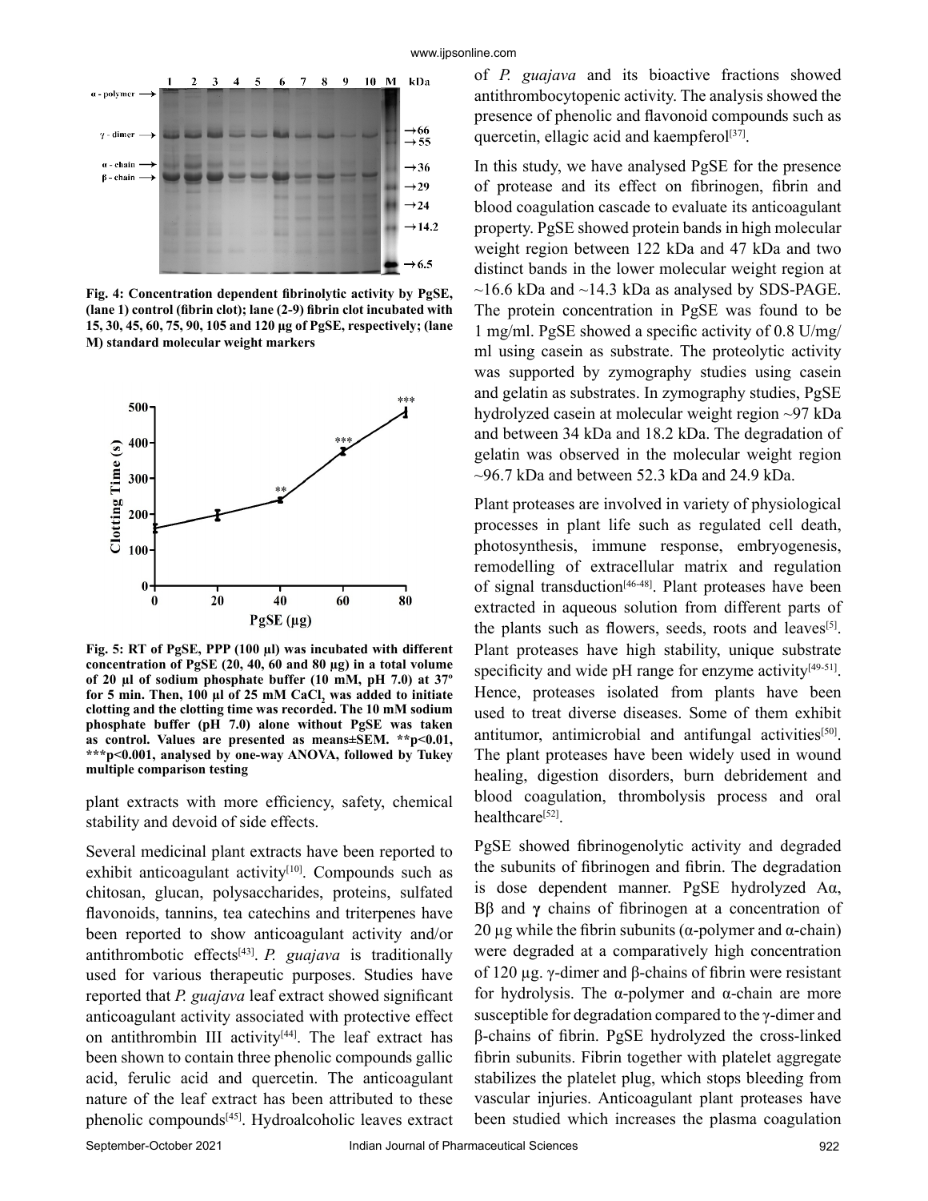Fig. 4: Concentration dependent fibrinolytic activity by PgSE, (lane 1) control (fibrin clot); lane (2-9) fibrin clot incubated with 15, 30, 45, 60, 75, 90, 105 and 120 µg of PgSE, respectively; (lane M) standard molecular weight markers

Fig. 5: RT of PgSE, PPP (100 µl) was incubated with different concentration of PgSE (20, 40, 60 and 80 µg) in a total volume of 20 µl of sodium phosphate buffer (10 mM, pH 7.0) at 37° for 5 min. Then, 100 µl of 25 mM $CaCl_2$ was added to initiate clotting and the clotting time was recorded. The 10 mM sodium phosphate buffer (pH 7.0) alone without PgSE was taken as control. Values are presented as means±SEM. **p<0.01, ***p<0.001, analysed by one-way ANOVA, followed by Tukey multiple comparison testing

plant extracts with more efficiency, safety, chemical stability and devoid of side effects.

Several medicinal plant extracts have been reported to exhibit anticoagulant activity[10]. Compounds such as chitosan, glucan, polysaccharides, proteins, sulfated flavonoids, tannins, tea catechins and triterpenes have been reported to show anticoagulant activity and/or antithrombotic effects[43]. *P. guajava* is traditionally used for various therapeutic purposes. Studies have reported that *P. guajava* leaf extract showed significant anticoagulant activity associated with protective effect on antithrombin III activity[44]. The leaf extract has been shown to contain three phenolic compounds gallic acid, ferulic acid and quercetin. The anticoagulant nature of the leaf extract has been attributed to these phenolic compounds[45]. Hydroalcoholic leaves extract of *P. guajava* and its bioactive fractions showed antithrombocytopenic activity. The analysis showed the presence of phenolic and flavonoid compounds such as quercetin, ellagic acid and kaempferol[37].

In this study, we have analysed PgSE for the presence of protease and its effect on fibrinogen, fibrin and blood coagulation cascade to evaluate its anticoagulant property. PgSE showed protein bands in high molecular weight region between 122 kDa and 47 kDa and two distinct bands in the lower molecular weight region at ~16.6 kDa and ~14.3 kDa as analysed by SDS-PAGE. The protein concentration in PgSE was found to be 1 mg/ml. PgSE showed a specific activity of 0.8 U/mg/ml using casein as substrate. The proteolytic activity was supported by zymography studies using casein and gelatin as substrates. In zymography studies, PgSE hydrolyzed casein at molecular weight region ~97 kDa and between 34 kDa and 18.2 kDa. The degradation of gelatin was observed in the molecular weight region ~96.7 kDa and between 52.3 kDa and 24.9 kDa.

Plant proteases are involved in variety of physiological processes in plant life such as regulated cell death, photosynthesis, immune response, embryogenesis, remodelling of extracellular matrix and regulation of signal transduction[46-48]. Plant proteases have been extracted in aqueous solution from different parts of the plants such as flowers, seeds, roots and leaves[5]. Plant proteases have high stability, unique substrate specificity and wide pH range for enzyme activity[49-51]. Hence, proteases isolated from plants have been used to treat diverse diseases. Some of them exhibit antitumor, antimicrobial and antifungal activities[50]. The plant proteases have been widely used in wound healing, digestion disorders, burn debridement and blood coagulation, thrombolysis process and oral healthcare[52].

PgSE showed fibrinogenolytic activity and degraded the subunits of fibrinogen and fibrin. The degradation is dose dependent manner. PgSE hydrolyzed Aα, Bβ and **γ** chains of fibrinogen at a concentration of 20 µg while the fibrin subunits (α-polymer and α-chain) were degraded at a comparatively high concentration of 120 µg. γ-dimer and β-chains of fibrin were resistant for hydrolysis. The α-polymer and α-chain are more susceptible for degradation compared to the γ-dimer and β-chains of fibrin. PgSE hydrolyzed the cross-linked fibrin subunits. Fibrin together with platelet aggregate stabilizes the platelet plug, which stops bleeding from vascular injuries. Anticoagulant plant proteases have been studied which increases the plasma coagulation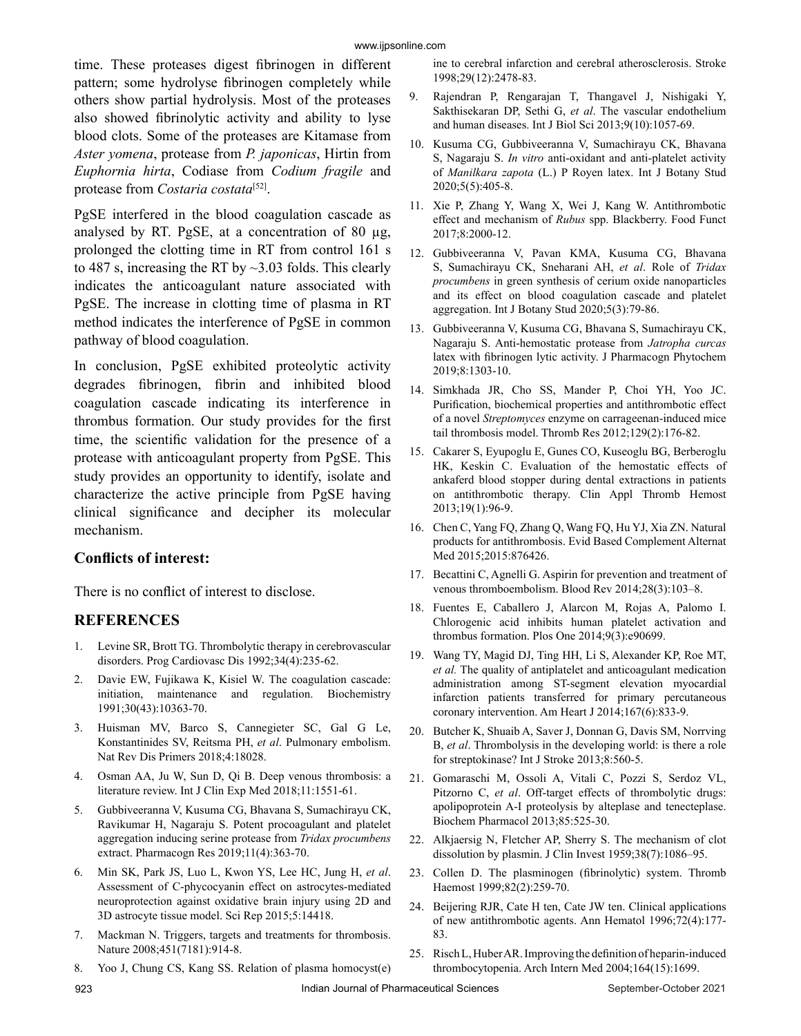time. These proteases digest fibrinogen in different pattern; some hydrolyse fibrinogen completely while others show partial hydrolysis. Most of the proteases also showed fibrinolytic activity and ability to lyse blood clots. Some of the proteases are Kitamase from *Aster yomena*, protease from *P. japonicas*, Hirtin from *Euphornia hirta*, Codiase from *Codium fragile* and protease from *Costaria costata*[52].

PgSE interfered in the blood coagulation cascade as analysed by RT. PgSE, at a concentration of 80 µg, prolonged the clotting time in RT from control 161 s to 487 s, increasing the RT by ~3.03 folds. This clearly indicates the anticoagulant nature associated with PgSE. The increase in clotting time of plasma in RT method indicates the interference of PgSE in common pathway of blood coagulation.

In conclusion, PgSE exhibited proteolytic activity degrades fibrinogen, fibrin and inhibited blood coagulation cascade indicating its interference in thrombus formation. Our study provides for the first time, the scientific validation for the presence of a protease with anticoagulant property from PgSE. This study provides an opportunity to identify, isolate and characterize the active principle from PgSE having clinical significance and decipher its molecular mechanism.

### Conflicts of interest:

There is no conflict of interest to disclose.

## REFERENCES

1. Levine SR, Brott TG. Thrombolytic therapy in cerebrovascular disorders. Prog Cardiovasc Dis 1992;34(4):235-62.
2. Davie EW, Fujikawa K, Kisiel W. The coagulation cascade: initiation, maintenance and regulation. Biochemistry 1991;30(43):10363-70.
3. Huisman MV, Barco S, Cannegieter SC, Gal G Le, Konstantinides SV, Reitsma PH, *et al*. Pulmonary embolism. Nat Rev Dis Primers 2018;4:18028.
4. Osman AA, Ju W, Sun D, Qi B. Deep venous thrombosis: a literature review. Int J Clin Exp Med 2018;11:1551-61.
5. Gubbiveeranna V, Kusuma CG, Bhavana S, Sumachirayu CK, Ravikumar H, Nagaraju S. Potent procoagulant and platelet aggregation inducing serine protease from *Tridax procumbens* extract. Pharmacogn Res 2019;11(4):363-70.
6. Min SK, Park JS, Luo L, Kwon YS, Lee HC, Jung H, *et al*. Assessment of C-phycocyanin effect on astrocytes-mediated neuroprotection against oxidative brain injury using 2D and 3D astrocyte tissue model. Sci Rep 2015;5:14418.
7. Mackman N. Triggers, targets and treatments for thrombosis. Nature 2008;451(7181):914-8.
8. Yoo J, Chung CS, Kang SS. Relation of plasma homocyst(e)ine to cerebral infarction and cerebral atherosclerosis. Stroke 1998;29(12):2478-83.
9. Rajendran P, Rengarajan T, Thangavel J, Nishigaki Y, Sakthisekaran DP, Sethi G, *et al*. The vascular endothelium and human diseases. Int J Biol Sci 2013;9(10):1057-69.
10. Kusuma CG, Gubbiveeranna V, Sumachirayu CK, Bhavana S, Nagaraju S. *In vitro* anti-oxidant and anti-platelet activity of *Manilkara zapota* (L.) P Royen latex. Int J Botany Stud 2020;5(5):405-8.
11. Xie P, Zhang Y, Wang X, Wei J, Kang W. Antithrombotic effect and mechanism of *Rubus* spp. Blackberry. Food Funct 2017;8:2000-12.
12. Gubbiveeranna V, Pavan KMA, Kusuma CG, Bhavana S, Sumachirayu CK, Sneharani AH, *et al*. Role of *Tridax procumbens* in green synthesis of cerium oxide nanoparticles and its effect on blood coagulation cascade and platelet aggregation. Int J Botany Stud 2020;5(3):79-86.
13. Gubbiveeranna V, Kusuma CG, Bhavana S, Sumachirayu CK, Nagaraju S. Anti-hemostatic protease from *Jatropha curcas* latex with fibrinogen lytic activity. J Pharmacogn Phytochem 2019;8:1303-10.
14. Simkhada JR, Cho SS, Mander P, Choi YH, Yoo JC. Purification, biochemical properties and antithrombotic effect of a novel *Streptomyces* enzyme on carrageenan-induced mice tail thrombosis model. Thromb Res 2012;129(2):176-82.
15. Cakarer S, Eyupoglu E, Gunes CO, Kuseoglu BG, Berberoglu HK, Keskin C. Evaluation of the hemostatic effects of ankaferd blood stopper during dental extractions in patients on antithrombotic therapy. Clin Appl Thromb Hemost 2013;19(1):96-9.
16. Chen C, Yang FQ, Zhang Q, Wang FQ, Hu YJ, Xia ZN. Natural products for antithrombosis. Evid Based Complement Alternat Med 2015;2015:876426.
17. Becattini C, Agnelli G. Aspirin for prevention and treatment of venous thromboembolism. Blood Rev 2014;28(3):103–8.
18. Fuentes E, Caballero J, Alarcon M, Rojas A, Palomo I. Chlorogenic acid inhibits human platelet activation and thrombus formation. Plos One 2014;9(3):e90699.
19. Wang TY, Magid DJ, Ting HH, Li S, Alexander KP, Roe MT, *et al.* The quality of antiplatelet and anticoagulant medication administration among ST-segment elevation myocardial infarction patients transferred for primary percutaneous coronary intervention. Am Heart J 2014;167(6):833-9.
20. Butcher K, Shuaib A, Saver J, Donnan G, Davis SM, Norrving B, *et al*. Thrombolysis in the developing world: is there a role for streptokinase? Int J Stroke 2013;8:560-5.
21. Gomaraschi M, Ossoli A, Vitali C, Pozzi S, Serdoz VL, Pitzorno C, *et al*. Off-target effects of thrombolytic drugs: apolipoprotein A-I proteolysis by alteplase and tenecteplase. Biochem Pharmacol 2013;85:525-30.
22. Alkjaersig N, Fletcher AP, Sherry S. The mechanism of clot dissolution by plasmin. J Clin Invest 1959;38(7):1086–95.
23. Collen D. The plasminogen (fibrinolytic) system. Thromb Haemost 1999;82(2):259-70.
24. Beijering RJR, Cate H ten, Cate JW ten. Clinical applications of new antithrombotic agents. Ann Hematol 1996;72(4):177-83.
25. Risch L, Huber AR. Improving the definition of heparin-induced thrombocytopenia. Arch Intern Med 2004;164(15):1699.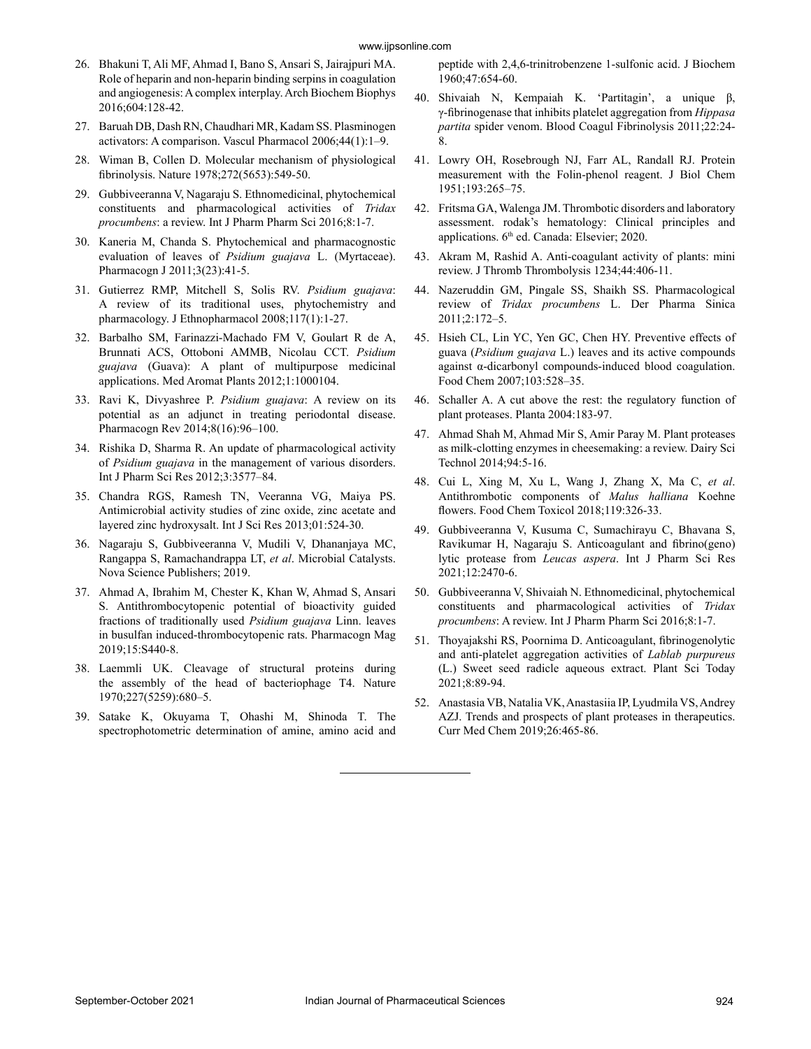26. Bhakuni T, Ali MF, Ahmad I, Bano S, Ansari S, Jairajpuri MA. Role of heparin and non-heparin binding serpins in coagulation and angiogenesis: A complex interplay. Arch Biochem Biophys 2016;604:128-42.

27. Baruah DB, Dash RN, Chaudhari MR, Kadam SS. Plasminogen activators: A comparison. Vascul Pharmacol 2006;44(1):1–9.

28. Wiman B, Collen D. Molecular mechanism of physiological fibrinolysis. Nature 1978;272(5653):549-50.

29. Gubbiveeranna V, Nagaraju S. Ethnomedicinal, phytochemical constituents and pharmacological activities of *Tridax procumbens*: a review. Int J Pharm Pharm Sci 2016;8:1-7.

30. Kaneria M, Chanda S. Phytochemical and pharmacognostic evaluation of leaves of *Psidium guajava* L. (Myrtaceae). Pharmacogn J 2011;3(23):41-5.

31. Gutierrez RMP, Mitchell S, Solis RV. *Psidium guajava*: A review of its traditional uses, phytochemistry and pharmacology. J Ethnopharmacol 2008;117(1):1-27.

32. Barbalho SM, Farinazzi-Machado FM V, Goulart R de A, Brunnati ACS, Ottoboni AMMB, Nicolau CCT. *Psidium guajava* (Guava): A plant of multipurpose medicinal applications. Med Aromat Plants 2012;1:1000104.

33. Ravi K, Divyashree P. *Psidium guajava*: A review on its potential as an adjunct in treating periodontal disease. Pharmacogn Rev 2014;8(16):96–100.

34. Rishika D, Sharma R. An update of pharmacological activity of *Psidium guajava* in the management of various disorders. Int J Pharm Sci Res 2012;3:3577–84.

35. Chandra RGS, Ramesh TN, Veeranna VG, Maiya PS. Antimicrobial activity studies of zinc oxide, zinc acetate and layered zinc hydroxysalt. Int J Sci Res 2013;01:524-30.

36. Nagaraju S, Gubbiveeranna V, Mudili V, Dhananjaya MC, Rangappa S, Ramachandrappa LT, *et al*. Microbial Catalysts. Nova Science Publishers; 2019.

37. Ahmad A, Ibrahim M, Chester K, Khan W, Ahmad S, Ansari S. Antithrombocytopenic potential of bioactivity guided fractions of traditionally used *Psidium guajava* Linn. leaves in busulfan induced-thrombocytopenic rats. Pharmacogn Mag 2019;15:S440-8.

38. Laemmli UK. Cleavage of structural proteins during the assembly of the head of bacteriophage T4. Nature 1970;227(5259):680–5.

39. Satake K, Okuyama T, Ohashi M, Shinoda T. The spectrophotometric determination of amine, amino acid and peptide with 2,4,6-trinitrobenzene 1-sulfonic acid. J Biochem 1960;47:654-60.

40. Shivaiah N, Kempaiah K. 'Partitagin', a unique β, γ-fibrinogenase that inhibits platelet aggregation from *Hippasa partita* spider venom. Blood Coagul Fibrinolysis 2011;22:24-8.

41. Lowry OH, Rosebrough NJ, Farr AL, Randall RJ. Protein measurement with the Folin-phenol reagent. J Biol Chem 1951;193:265–75.

42. Fritsma GA, Walenga JM. Thrombotic disorders and laboratory assessment. rodak's hematology: Clinical principles and applications. 6th ed. Canada: Elsevier; 2020.

43. Akram M, Rashid A. Anti-coagulant activity of plants: mini review. J Thromb Thrombolysis 1234;44:406-11.

44. Nazeruddin GM, Pingale SS, Shaikh SS. Pharmacological review of *Tridax procumbens* L. Der Pharma Sinica 2011;2:172–5.

45. Hsieh CL, Lin YC, Yen GC, Chen HY. Preventive effects of guava (*Psidium guajava* L.) leaves and its active compounds against α-dicarbonyl compounds-induced blood coagulation. Food Chem 2007;103:528–35.

46. Schaller A. A cut above the rest: the regulatory function of plant proteases. Planta 2004:183-97.

47. Ahmad Shah M, Ahmad Mir S, Amir Paray M. Plant proteases as milk-clotting enzymes in cheesemaking: a review. Dairy Sci Technol 2014;94:5-16.

48. Cui L, Xing M, Xu L, Wang J, Zhang X, Ma C, *et al*. Antithrombotic components of *Malus halliana* Koehne flowers. Food Chem Toxicol 2018;119:326-33.

49. Gubbiveeranna V, Kusuma C, Sumachirayu C, Bhavana S, Ravikumar H, Nagaraju S. Anticoagulant and fibrino(geno) lytic protease from *Leucas aspera*. Int J Pharm Sci Res 2021;12:2470-6.

50. Gubbiveeranna V, Shivaiah N. Ethnomedicinal, phytochemical constituents and pharmacological activities of *Tridax procumbens*: A review. Int J Pharm Pharm Sci 2016;8:1-7.

51. Thoyajakshi RS, Poornima D. Anticoagulant, fibrinogenolytic and anti-platelet aggregation activities of *Lablab purpureus* (L.) Sweet seed radicle aqueous extract. Plant Sci Today 2021;8:89-94.

52. Anastasia VB, Natalia VK, Anastasiia IP, Lyudmila VS, Andrey AZJ. Trends and prospects of plant proteases in therapeutics. Curr Med Chem 2019;26:465-86.